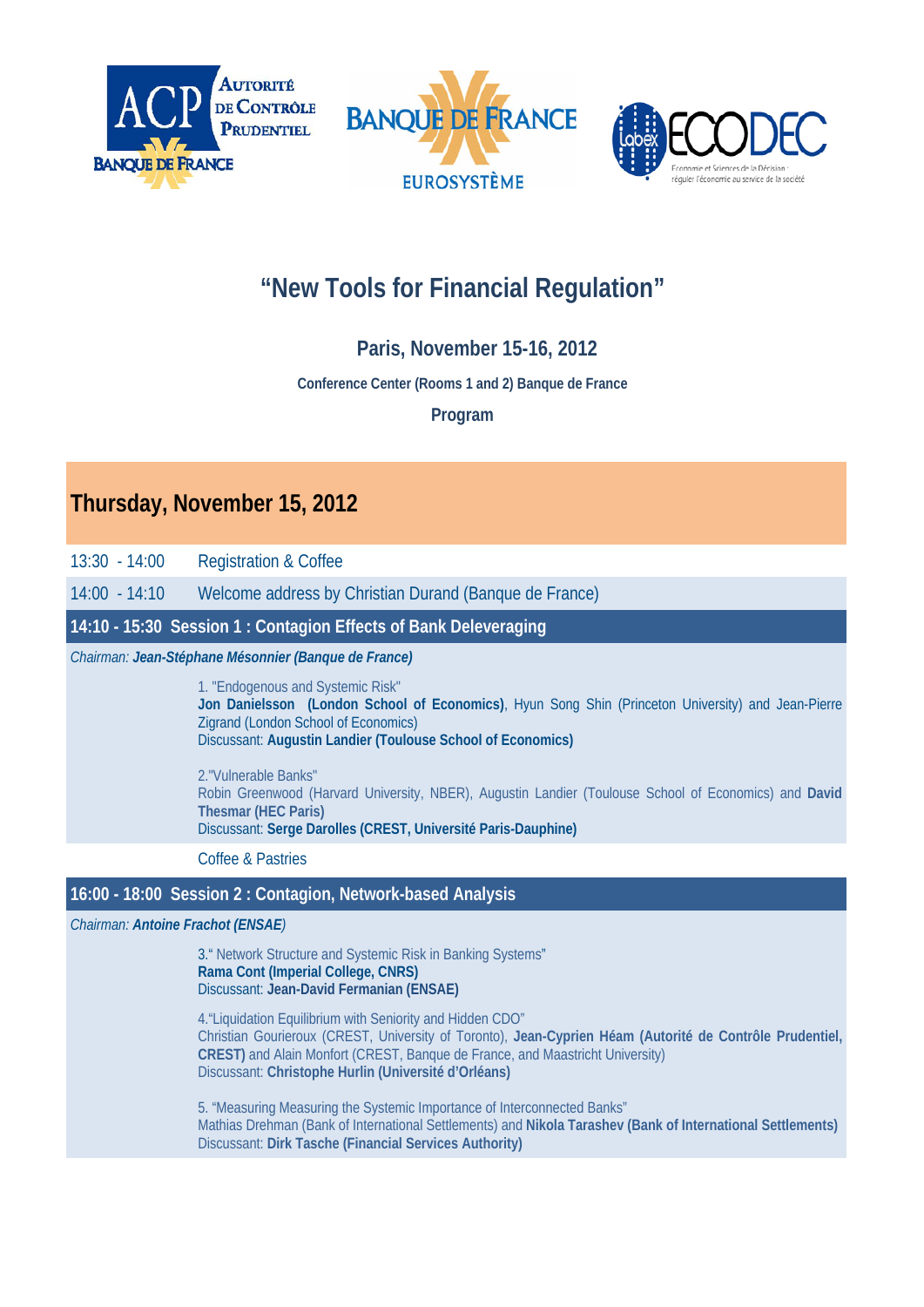# "New Tools for Financial Regulation"

### Paris, November 15-16, 2012

**Conference Center (Rooms 1 and 2) Banque de France**

**Program**

## Thursday, November 15, 2012

13:30 - 14:00 Registration & Coffee

14:00 - 14:10 Welcome address by Christian Durand (Banque de France)

### 14:10 - 15:30 Session 1 : Contagion Effects of Bank Deleveraging

*Chairman: **Jean-Stéphane Mésonnier (Banque de France)***

1. "Endogenous and Systemic Risk"
**Jon Danielsson (London School of Economics)**, Hyun Song Shin (Princeton University) and Jean-Pierre Zigrand (London School of Economics)
Discussant: **Augustin Landier (Toulouse School of Economics)**

2."Vulnerable Banks"
Robin Greenwood (Harvard University, NBER), Augustin Landier (Toulouse School of Economics) and **David Thesmar (HEC Paris)**
Discussant: **Serge Darolles (CREST, Université Paris-Dauphine)**

Coffee & Pastries

### 16:00 - 18:00 Session 2 : Contagion, Network-based Analysis

*Chairman: **Antoine Frachot (ENSAE)***

3." Network Structure and Systemic Risk in Banking Systems"
**Rama Cont (Imperial College, CNRS)**
Discussant: **Jean-David Fermanian (ENSAE)**

4."Liquidation Equilibrium with Seniority and Hidden CDO"
Christian Gourieroux (CREST, University of Toronto), **Jean-Cyprien Héam (Autorité de Contrôle Prudentiel, CREST)** and Alain Monfort (CREST, Banque de France, and Maastricht University)
Discussant: **Christophe Hurlin (Université d'Orléans)**

5. "Measuring Measuring the Systemic Importance of Interconnected Banks"
Mathias Drehman (Bank of International Settlements) and **Nikola Tarashev (Bank of International Settlements)**
Discussant: **Dirk Tasche (Financial Services Authority)**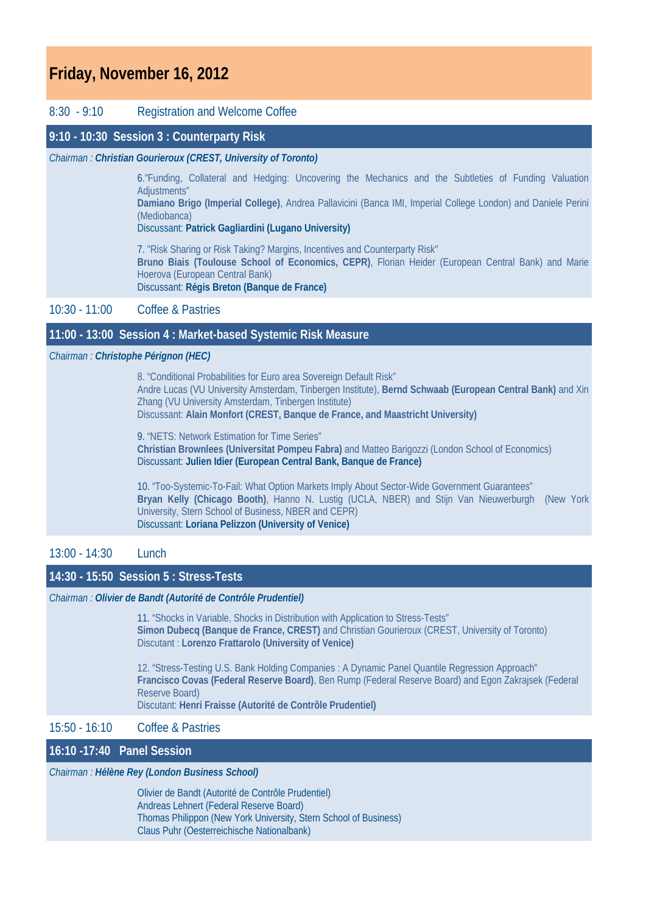## Friday, November 16, 2012

8:30 - 9:10 Registration and Welcome Coffee

### 9:10 - 10:30 Session 3 : Counterparty Risk

*Chairman : **Christian Gourieroux (CREST, University of Toronto)***

6."Funding, Collateral and Hedging: Uncovering the Mechanics and the Subtleties of Funding Valuation Adjustments"
**Damiano Brigo (Imperial College)**, Andrea Pallavicini (Banca IMI, Imperial College London) and Daniele Perini (Mediobanca)
Discussant: **Patrick Gagliardini (Lugano University)**

7. "Risk Sharing or Risk Taking? Margins, Incentives and Counterparty Risk"
**Bruno Biais (Toulouse School of Economics, CEPR)**, Florian Heider (European Central Bank) and Marie Hoerova (European Central Bank)
Discussant: **Régis Breton (Banque de France)**

10:30 - 11:00 Coffee & Pastries

### 11:00 - 13:00 Session 4 : Market-based Systemic Risk Measure

*Chairman : **Christophe Pérignon (HEC)***

8. "Conditional Probabilities for Euro area Sovereign Default Risk"
Andre Lucas (VU University Amsterdam, Tinbergen Institute), **Bernd Schwaab (European Central Bank)** and Xin Zhang (VU University Amsterdam, Tinbergen Institute)
Discussant: **Alain Monfort (CREST, Banque de France, and Maastricht University)**

9. "NETS: Network Estimation for Time Series"
**Christian Brownlees (Universitat Pompeu Fabra)** and Matteo Barigozzi (London School of Economics)
Discussant: **Julien Idier (European Central Bank, Banque de France)**

10. "Too-Systemic-To-Fail: What Option Markets Imply About Sector-Wide Government Guarantees"
**Bryan Kelly (Chicago Booth)**, Hanno N. Lustig (UCLA, NBER) and Stijn Van Nieuwerburgh (New York University, Stern School of Business, NBER and CEPR)
Discussant: **Loriana Pelizzon (University of Venice)**

13:00 - 14:30 Lunch

### 14:30 - 15:50 Session 5 : Stress-Tests

*Chairman : **Olivier de Bandt (Autorité de Contrôle Prudentiel)***

11. "Shocks in Variable, Shocks in Distribution with Application to Stress-Tests"
**Simon Dubecq (Banque de France, CREST)** and Christian Gourieroux (CREST, University of Toronto)
Discutant : **Lorenzo Frattarolo (University of Venice)**

12. "Stress-Testing U.S. Bank Holding Companies : A Dynamic Panel Quantile Regression Approach"
**Francisco Covas (Federal Reserve Board)**, Ben Rump (Federal Reserve Board) and Egon Zakrajsek (Federal Reserve Board)
Discutant: **Henri Fraisse (Autorité de Contrôle Prudentiel)**

15:50 - 16:10 Coffee & Pastries

### 16:10 -17:40 Panel Session

*Chairman : **Hélène Rey (London Business School)***

Olivier de Bandt (Autorité de Contrôle Prudentiel)
Andreas Lehnert (Federal Reserve Board)
Thomas Philippon (New York University, Stern School of Business)
Claus Puhr (Oesterreichische Nationalbank)